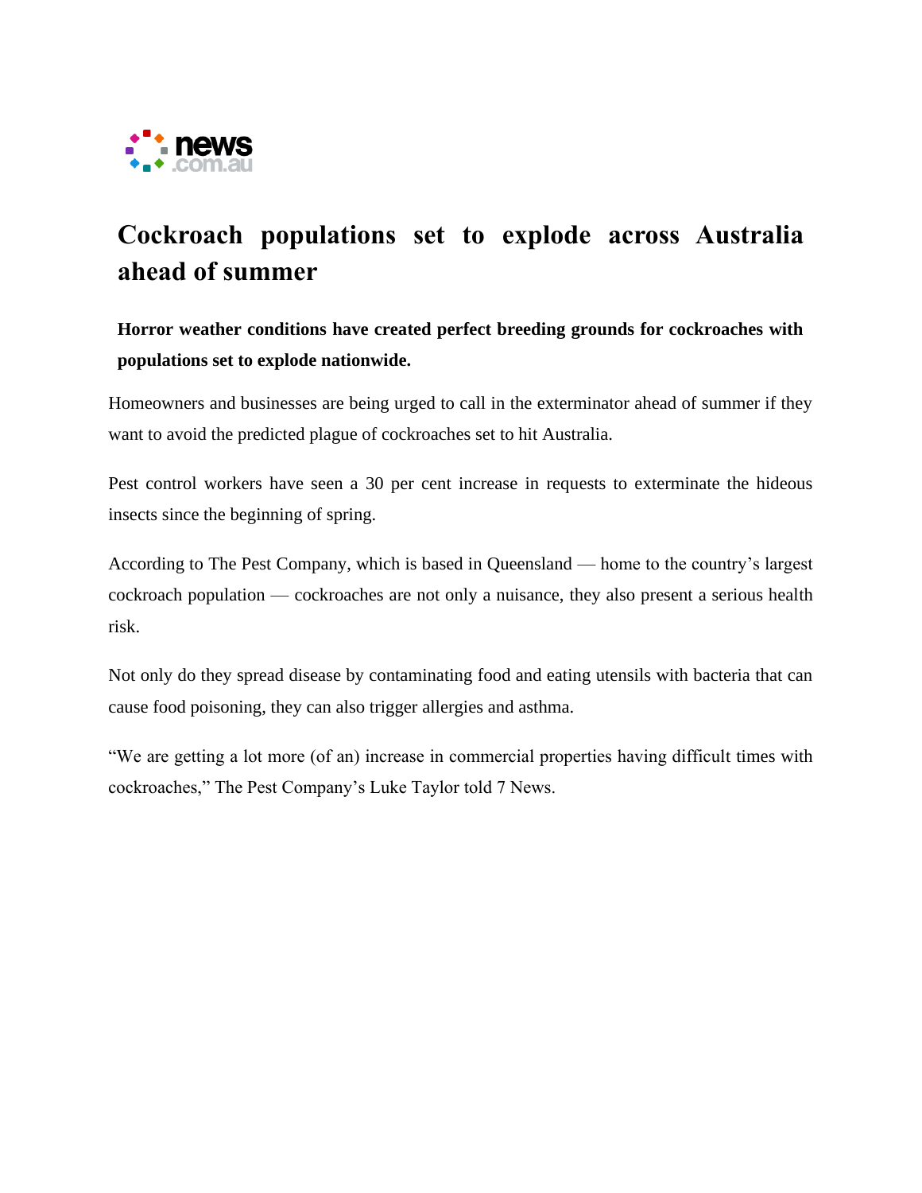news.com.au

# Cockroach populations set to explode across Australia ahead of summer

**Horror weather conditions have created perfect breeding grounds for cockroaches with populations set to explode nationwide.**

Homeowners and businesses are being urged to call in the exterminator ahead of summer if they want to avoid the predicted plague of cockroaches set to hit Australia.

Pest control workers have seen a 30 per cent increase in requests to exterminate the hideous insects since the beginning of spring.

According to The Pest Company, which is based in Queensland — home to the country's largest cockroach population — cockroaches are not only a nuisance, they also present a serious health risk.

Not only do they spread disease by contaminating food and eating utensils with bacteria that can cause food poisoning, they can also trigger allergies and asthma.

"We are getting a lot more (of an) increase in commercial properties having difficult times with cockroaches," The Pest Company's Luke Taylor told 7 News.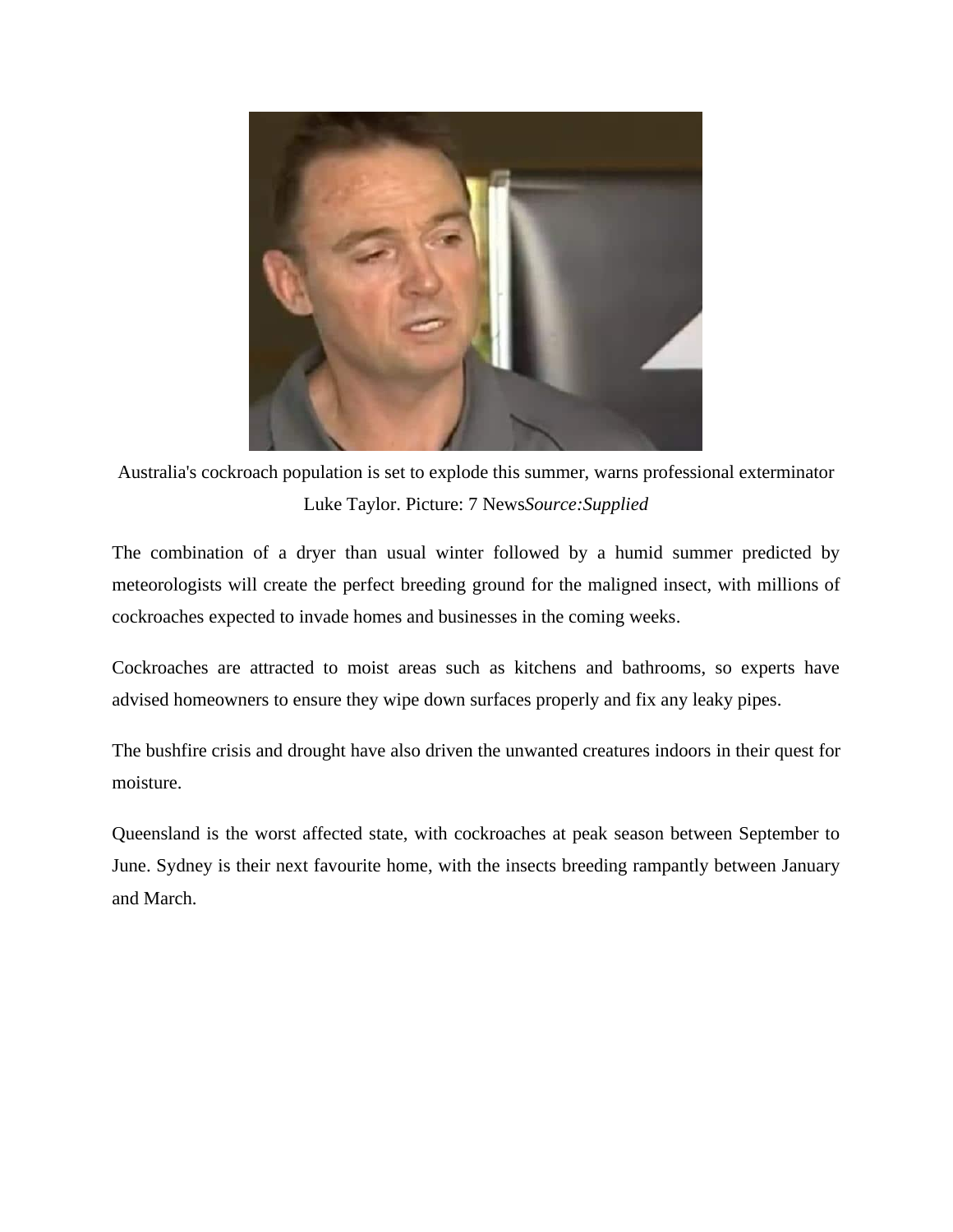Australia's cockroach population is set to explode this summer, warns professional exterminator Luke Taylor. Picture: 7 News*Source:Supplied*

The combination of a dryer than usual winter followed by a humid summer predicted by meteorologists will create the perfect breeding ground for the maligned insect, with millions of cockroaches expected to invade homes and businesses in the coming weeks.

Cockroaches are attracted to moist areas such as kitchens and bathrooms, so experts have advised homeowners to ensure they wipe down surfaces properly and fix any leaky pipes.

The bushfire crisis and drought have also driven the unwanted creatures indoors in their quest for moisture.

Queensland is the worst affected state, with cockroaches at peak season between September to June. Sydney is their next favourite home, with the insects breeding rampantly between January and March.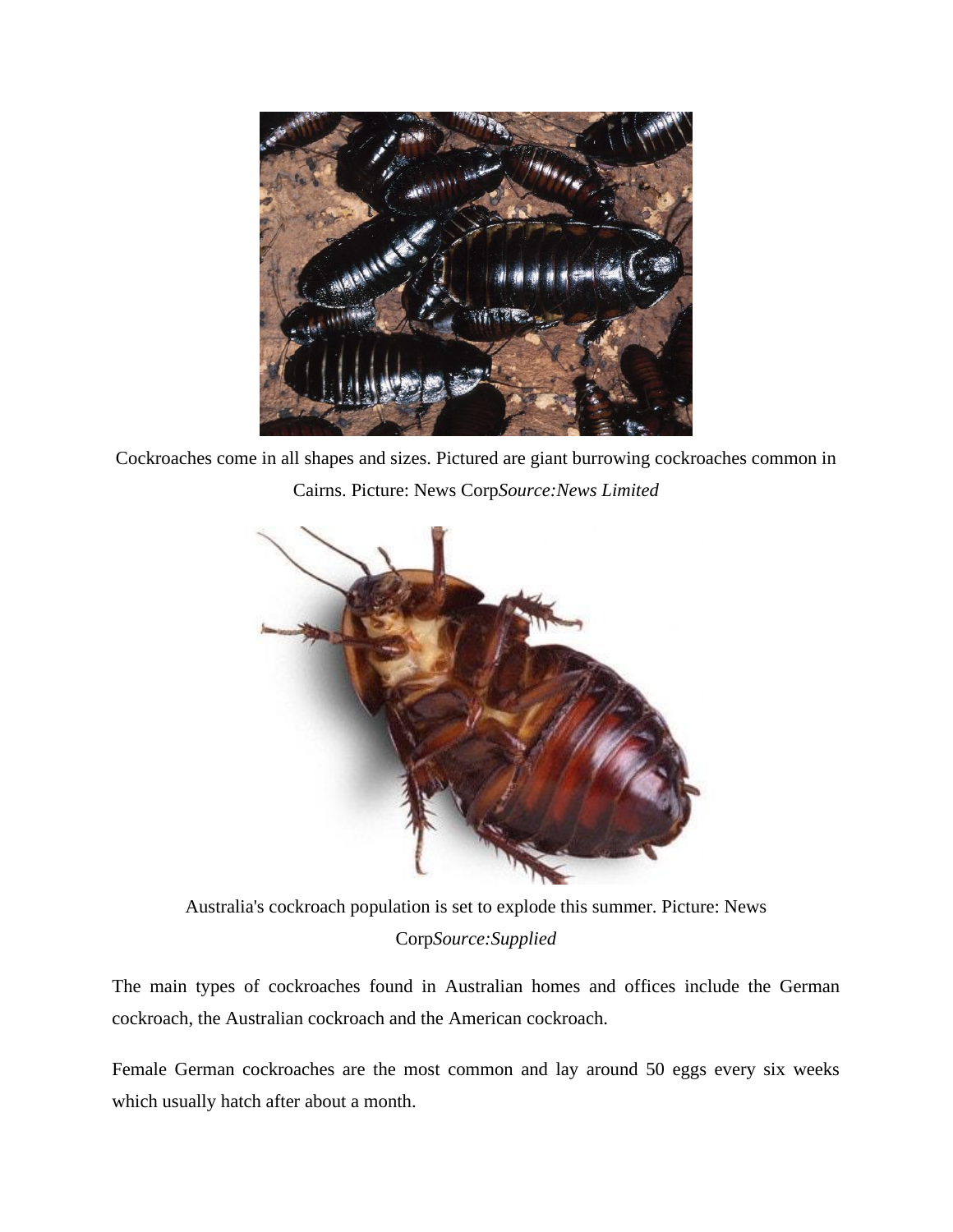Cockroaches come in all shapes and sizes. Pictured are giant burrowing cockroaches common in Cairns. Picture: News Corp*Source:News Limited*

Australia's cockroach population is set to explode this summer. Picture: News Corp*Source:Supplied*

The main types of cockroaches found in Australian homes and offices include the German cockroach, the Australian cockroach and the American cockroach.

Female German cockroaches are the most common and lay around 50 eggs every six weeks which usually hatch after about a month.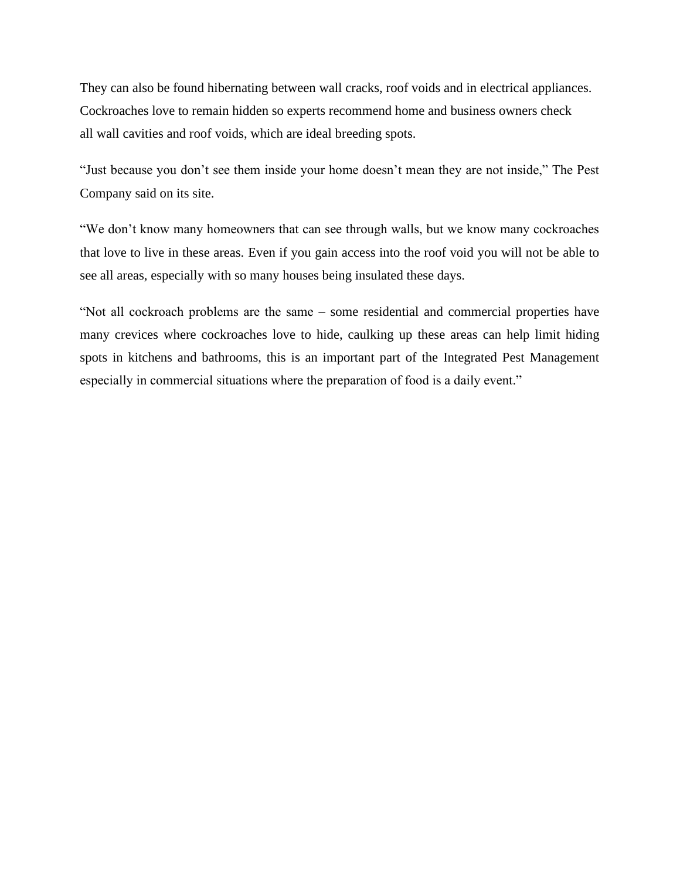They can also be found hibernating between wall cracks, roof voids and in electrical appliances. Cockroaches love to remain hidden so experts recommend home and business owners check all wall cavities and roof voids, which are ideal breeding spots.

“Just because you don’t see them inside your home doesn’t mean they are not inside,” The Pest Company said on its site.

“We don’t know many homeowners that can see through walls, but we know many cockroaches that love to live in these areas. Even if you gain access into the roof void you will not be able to see all areas, especially with so many houses being insulated these days.

“Not all cockroach problems are the same – some residential and commercial properties have many crevices where cockroaches love to hide, caulking up these areas can help limit hiding spots in kitchens and bathrooms, this is an important part of the Integrated Pest Management especially in commercial situations where the preparation of food is a daily event.”